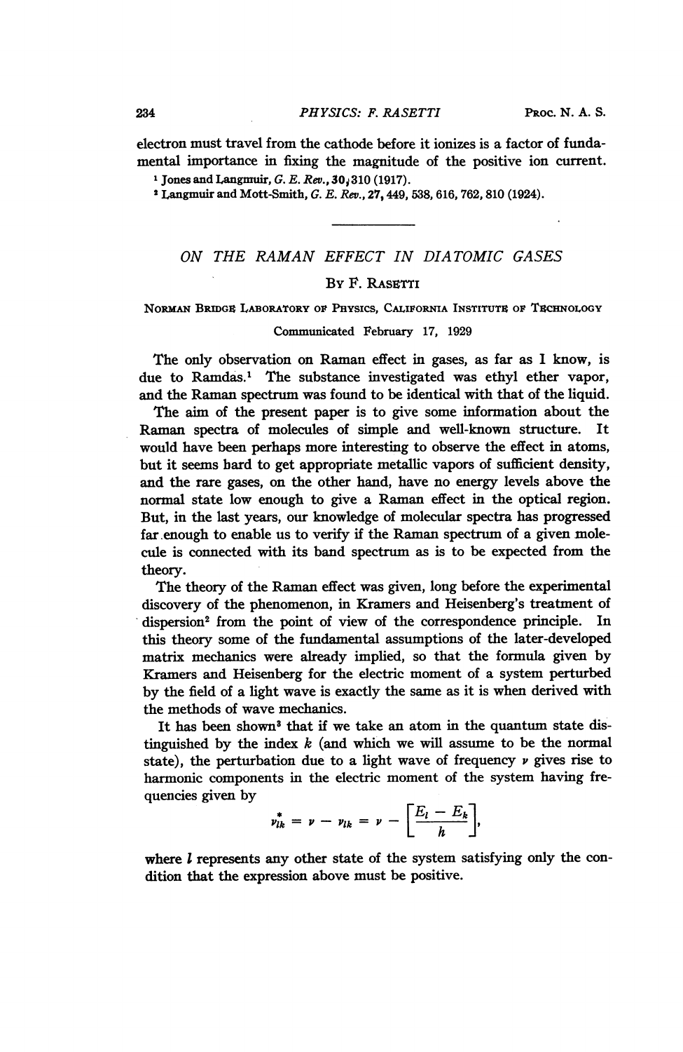electron must travel from the cathode before it ionizes is a factor of fundamental importance in fixing the magnitude of the positive ion current.

[1] Jones and Langmuir, *G. E. Rev.*, **30**, 310 (1917).

[2] Langmuir and Mott-Smith, *G. E. Rev.*, **27**, 449, 538, 616, 762, 810 (1924).

---

# ON THE RAMAN EFFECT IN DIATOMIC GASES

By F. Rasetti

Norman Bridge Laboratory of Physics, California Institute of Technology

Communicated February 17, 1929

The only observation on Raman effect in gases, as far as I know, is due to Ramdas.[1] The substance investigated was ethyl ether vapor, and the Raman spectrum was found to be identical with that of the liquid.

The aim of the present paper is to give some information about the Raman spectra of molecules of simple and well-known structure. It would have been perhaps more interesting to observe the effect in atoms, but it seems hard to get appropriate metallic vapors of sufficient density, and the rare gases, on the other hand, have no energy levels above the normal state low enough to give a Raman effect in the optical region. But, in the last years, our knowledge of molecular spectra has progressed far enough to enable us to verify if the Raman spectrum of a given molecule is connected with its band spectrum as is to be expected from the theory.

The theory of the Raman effect was given, long before the experimental discovery of the phenomenon, in Kramers and Heisenberg's treatment of dispersion[2] from the point of view of the correspondence principle. In this theory some of the fundamental assumptions of the later-developed matrix mechanics were already implied, so that the formula given by Kramers and Heisenberg for the electric moment of a system perturbed by the field of a light wave is exactly the same as it is when derived with the methods of wave mechanics.

It has been shown[3] that if we take an atom in the quantum state distinguished by the index $k$ (and which we will assume to be the normal state), the perturbation due to a light wave of frequency $\nu$ gives rise to harmonic components in the electric moment of the system having frequencies given by

$$\nu^*_{lk} = \nu - \nu_{lk} = \nu - \left[\frac{E_l - E_k}{h}\right],$$

where $l$ represents any other state of the system satisfying only the condition that the expression above must be positive.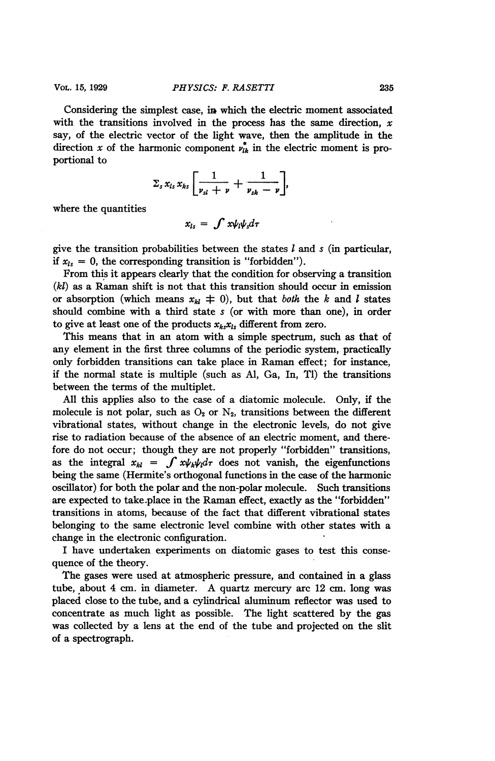Considering the simplest case, in which the electric moment associated with the transitions involved in the process has the same direction, $x$ say, of the electric vector of the light wave, then the amplitude in the direction $x$ of the harmonic component $\nu^*_{lk}$ in the electric moment is proportional to

$$\Sigma_s \, x_{ls} \, x_{ks} \left[ \frac{1}{\nu_{sl} + \nu} + \frac{1}{\nu_{sk} - \nu} \right],$$

where the quantities

$$x_{ls} = \int x \psi_l \psi_s d\tau$$

give the transition probabilities between the states $l$ and $s$ (in particular, if $x_{ls} = 0$, the corresponding transition is "forbidden").

From this it appears clearly that the condition for observing a transition $(kl)$ as a Raman shift is not that this transition should occur in emission or absorption (which means $x_{kl} \neq 0$), but that *both* the $k$ and $l$ states should combine with a third state $s$ (or with more than one), in order to give at least one of the products $x_{ks}x_{ls}$ different from zero.

This means that in an atom with a simple spectrum, such as that of any element in the first three columns of the periodic system, practically only forbidden transitions can take place in Raman effect; for instance, if the normal state is multiple (such as Al, Ga, In, Tl) the transitions between the terms of the multiplet.

All this applies also to the case of a diatomic molecule. Only, if the molecule is not polar, such as $O_2$ or $N_2$, transitions between the different vibrational states, without change in the electronic levels, do not give rise to radiation because of the absence of an electric moment, and therefore do not occur; though they are not properly "forbidden" transitions, as the integral $x_{kl} = \int x \psi_k \psi_l d\tau$ does not vanish, the eigenfunctions being the same (Hermite's orthogonal functions in the case of the harmonic oscillator) for both the polar and the non-polar molecule. Such transitions are expected to take place in the Raman effect, exactly as the "forbidden" transitions in atoms, because of the fact that different vibrational states belonging to the same electronic level combine with other states with a change in the electronic configuration.

I have undertaken experiments on diatomic gases to test this consequence of the theory.

The gases were used at atmospheric pressure, and contained in a glass tube, about 4 cm. in diameter. A quartz mercury arc 12 cm. long was placed close to the tube, and a cylindrical aluminum reflector was used to concentrate as much light as possible. The light scattered by the gas was collected by a lens at the end of the tube and projected on the slit of a spectrograph.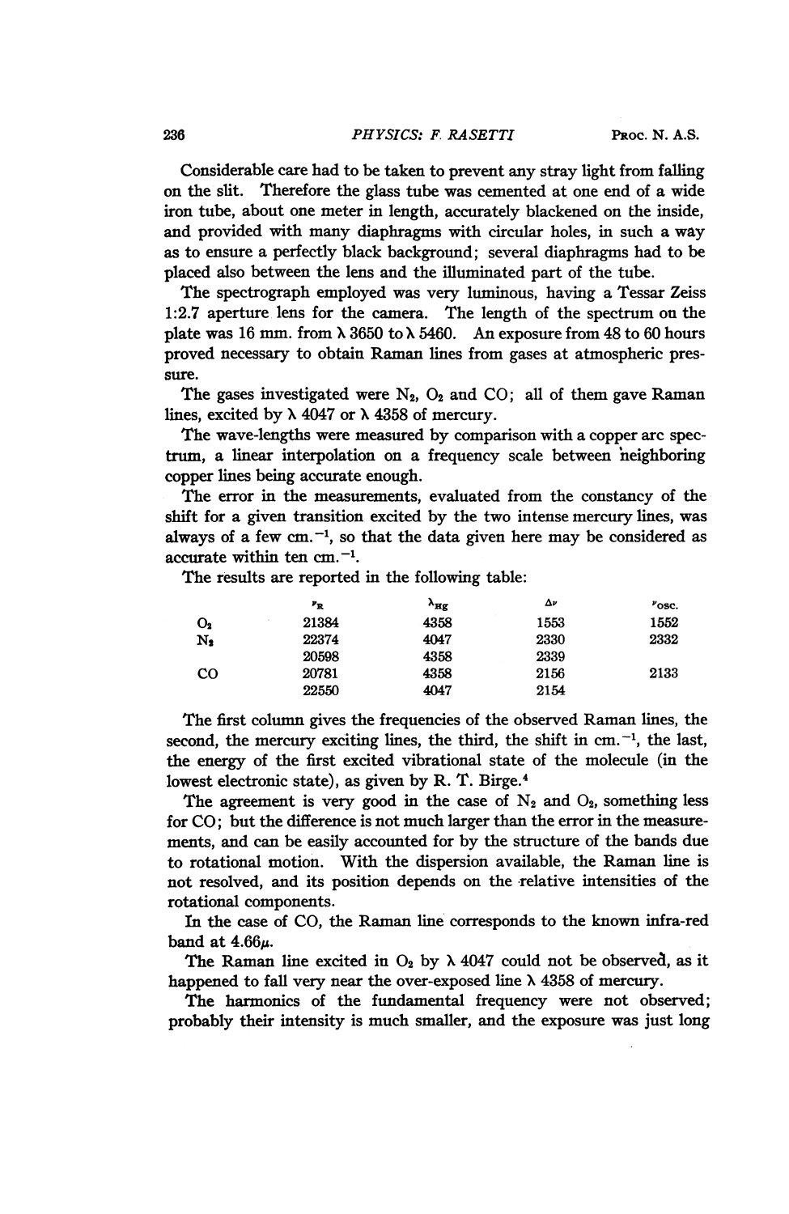Considerable care had to be taken to prevent any stray light from falling on the slit. Therefore the glass tube was cemented at one end of a wide iron tube, about one meter in length, accurately blackened on the inside, and provided with many diaphragms with circular holes, in such a way as to ensure a perfectly black background; several diaphragms had to be placed also between the lens and the illuminated part of the tube.

The spectrograph employed was very luminous, having a Tessar Zeiss 1:2.7 aperture lens for the camera. The length of the spectrum on the plate was 16 mm. from λ 3650 to λ 5460. An exposure from 48 to 60 hours proved necessary to obtain Raman lines from gases at atmospheric pressure.

The gases investigated were $N_2$, $O_2$ and CO; all of them gave Raman lines, excited by λ 4047 or λ 4358 of mercury.

The wave-lengths were measured by comparison with a copper arc spectrum, a linear interpolation on a frequency scale between neighboring copper lines being accurate enough.

The error in the measurements, evaluated from the constancy of the shift for a given transition excited by the two intense mercury lines, was always of a few cm.$^{-1}$, so that the data given here may be considered as accurate within ten cm.$^{-1}$.

The results are reported in the following table:

| | $\nu_R$ | $\lambda_{Hg}$ | $\Delta\nu$ | $\nu_{osc.}$ |
|---|---|---|---|---|
| $O_2$ | 21384 | 4358 | 1553 | 1552 |
| $N_2$ | 22374 | 4047 | 2330 | 2332 |
| | 20598 | 4358 | 2339 | |
| CO | 20781 | 4358 | 2156 | 2133 |
| | 22550 | 4047 | 2154 | |

The first column gives the frequencies of the observed Raman lines, the second, the mercury exciting lines, the third, the shift in cm.$^{-1}$, the last, the energy of the first excited vibrational state of the molecule (in the lowest electronic state), as given by R. T. Birge.[4]

The agreement is very good in the case of $N_2$ and $O_2$, something less for CO; but the difference is not much larger than the error in the measurements, and can be easily accounted for by the structure of the bands due to rotational motion. With the dispersion available, the Raman line is not resolved, and its position depends on the relative intensities of the rotational components.

In the case of CO, the Raman line corresponds to the known infra-red band at 4.66μ.

The Raman line excited in $O_2$ by λ 4047 could not be observed, as it happened to fall very near the over-exposed line λ 4358 of mercury.

The harmonics of the fundamental frequency were not observed; probably their intensity is much smaller, and the exposure was just long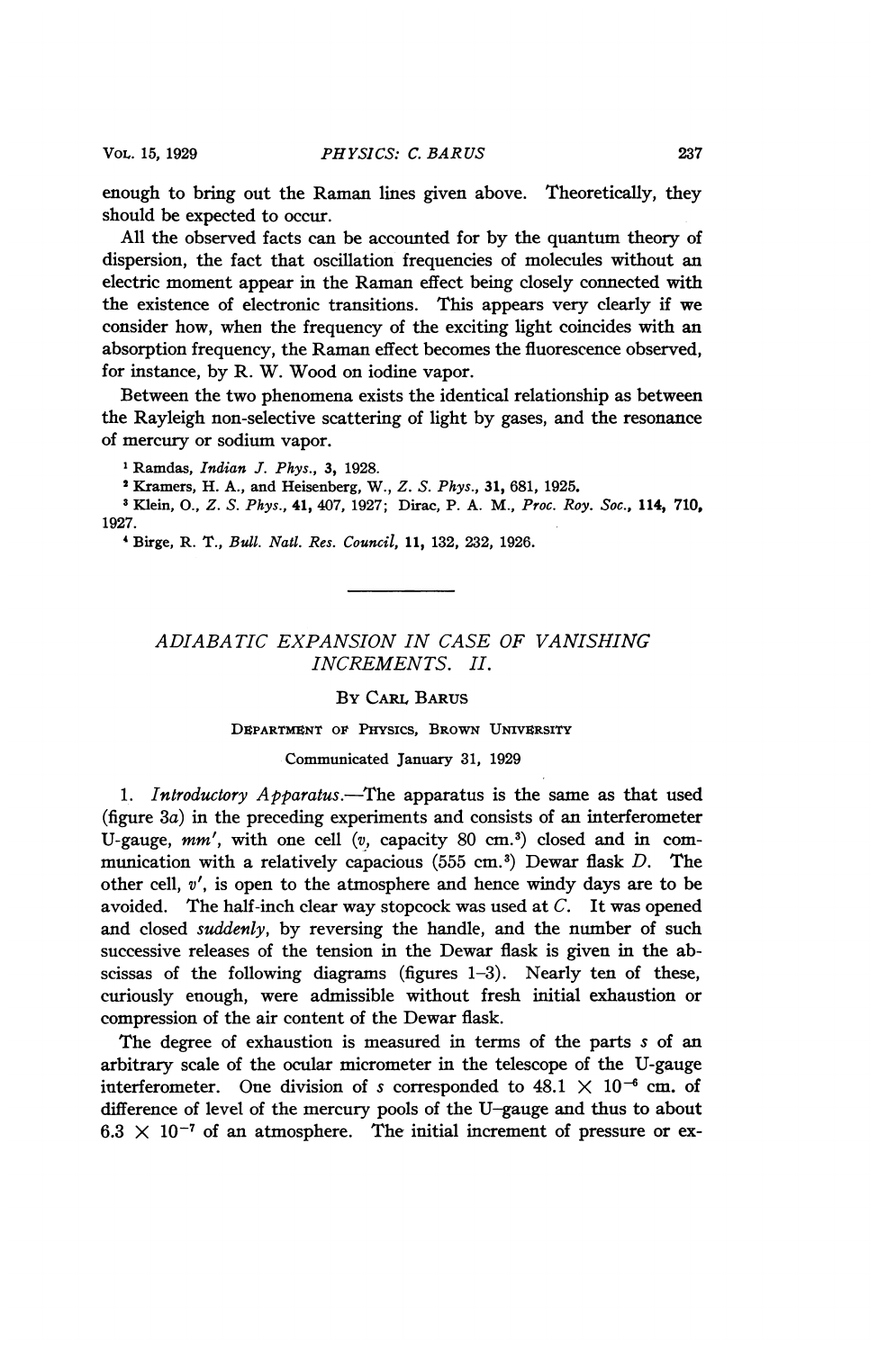enough to bring out the Raman lines given above. Theoretically, they should be expected to occur.

All the observed facts can be accounted for by the quantum theory of dispersion, the fact that oscillation frequencies of molecules without an electric moment appear in the Raman effect being closely connected with the existence of electronic transitions. This appears very clearly if we consider how, when the frequency of the exciting light coincides with an absorption frequency, the Raman effect becomes the fluorescence observed, for instance, by R. W. Wood on iodine vapor.

Between the two phenomena exists the identical relationship as between the Rayleigh non-selective scattering of light by gases, and the resonance of mercury or sodium vapor.

[1] Ramdas, *Indian J. Phys.*, **3**, 1928.

[2] Kramers, H. A., and Heisenberg, W., *Z. S. Phys.*, **31**, 681, 1925.

[3] Klein, O., *Z. S. Phys.*, **41**, 407, 1927; Dirac, P. A. M., *Proc. Roy. Soc.*, **114**, 710, 1927.

[4] Birge, R. T., *Bull. Natl. Res. Council*, **11**, 132, 232, 1926.

---

# ADIABATIC EXPANSION IN CASE OF VANISHING INCREMENTS. II.

By Carl Barus

Department of Physics, Brown University

Communicated January 31, 1929

1. *Introductory Apparatus.*—The apparatus is the same as that used (figure 3*a*) in the preceding experiments and consists of an interferometer U-gauge, $mm'$, with one cell ($v$, capacity 80 cm.[3]) closed and in communication with a relatively capacious (555 cm.[3]) Dewar flask $D$. The other cell, $v'$, is open to the atmosphere and hence windy days are to be avoided. The half-inch clear way stopcock was used at $C$. It was opened and closed *suddenly*, by reversing the handle, and the number of such successive releases of the tension in the Dewar flask is given in the abscissas of the following diagrams (figures 1–3). Nearly ten of these, curiously enough, were admissible without fresh initial exhaustion or compression of the air content of the Dewar flask.

The degree of exhaustion is measured in terms of the parts $s$ of an arbitrary scale of the ocular micrometer in the telescope of the U-gauge interferometer. One division of $s$ corresponded to $48.1 \times 10^{-6}$ cm. of difference of level of the mercury pools of the U-gauge and thus to about $6.3 \times 10^{-7}$ of an atmosphere. The initial increment of pressure or ex-